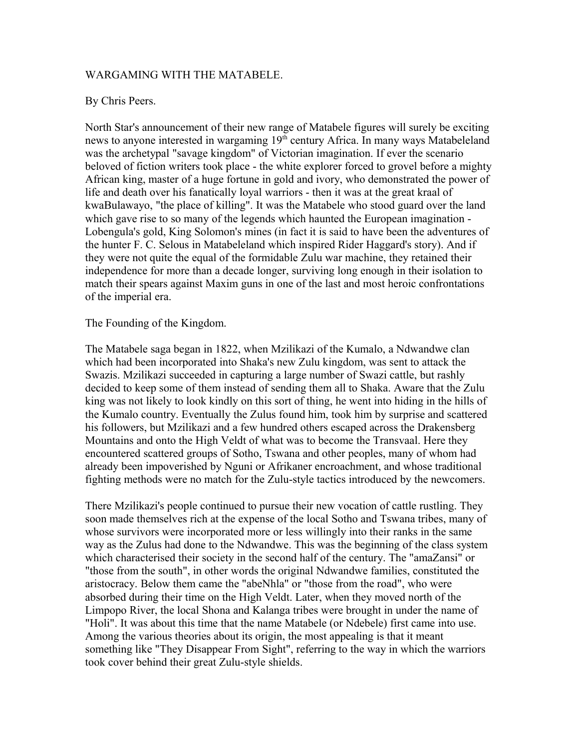# WARGAMING WITH THE MATABELE.

By Chris Peers.

North Star's announcement of their new range of Matabele figures will surely be exciting news to anyone interested in wargaming 19th century Africa. In many ways Matabeleland was the archetypal "savage kingdom" of Victorian imagination. If ever the scenario beloved of fiction writers took place - the white explorer forced to grovel before a mighty African king, master of a huge fortune in gold and ivory, who demonstrated the power of life and death over his fanatically loyal warriors - then it was at the great kraal of kwaBulawayo, "the place of killing". It was the Matabele who stood guard over the land which gave rise to so many of the legends which haunted the European imagination - Lobengula's gold, King Solomon's mines (in fact it is said to have been the adventures of the hunter F. C. Selous in Matabeleland which inspired Rider Haggard's story). And if they were not quite the equal of the formidable Zulu war machine, they retained their independence for more than a decade longer, surviving long enough in their isolation to match their spears against Maxim guns in one of the last and most heroic confrontations of the imperial era.

## The Founding of the Kingdom.

The Matabele saga began in 1822, when Mzilikazi of the Kumalo, a Ndwandwe clan which had been incorporated into Shaka's new Zulu kingdom, was sent to attack the Swazis. Mzilikazi succeeded in capturing a large number of Swazi cattle, but rashly decided to keep some of them instead of sending them all to Shaka. Aware that the Zulu king was not likely to look kindly on this sort of thing, he went into hiding in the hills of the Kumalo country. Eventually the Zulus found him, took him by surprise and scattered his followers, but Mzilikazi and a few hundred others escaped across the Drakensberg Mountains and onto the High Veldt of what was to become the Transvaal. Here they encountered scattered groups of Sotho, Tswana and other peoples, many of whom had already been impoverished by Nguni or Afrikaner encroachment, and whose traditional fighting methods were no match for the Zulu-style tactics introduced by the newcomers.

There Mzilikazi's people continued to pursue their new vocation of cattle rustling. They soon made themselves rich at the expense of the local Sotho and Tswana tribes, many of whose survivors were incorporated more or less willingly into their ranks in the same way as the Zulus had done to the Ndwandwe. This was the beginning of the class system which characterised their society in the second half of the century. The "amaZansi" or "those from the south", in other words the original Ndwandwe families, constituted the aristocracy. Below them came the "abeNhla" or "those from the road", who were absorbed during their time on the High Veldt. Later, when they moved north of the Limpopo River, the local Shona and Kalanga tribes were brought in under the name of "Holi". It was about this time that the name Matabele (or Ndebele) first came into use. Among the various theories about its origin, the most appealing is that it meant something like "They Disappear From Sight", referring to the way in which the warriors took cover behind their great Zulu-style shields.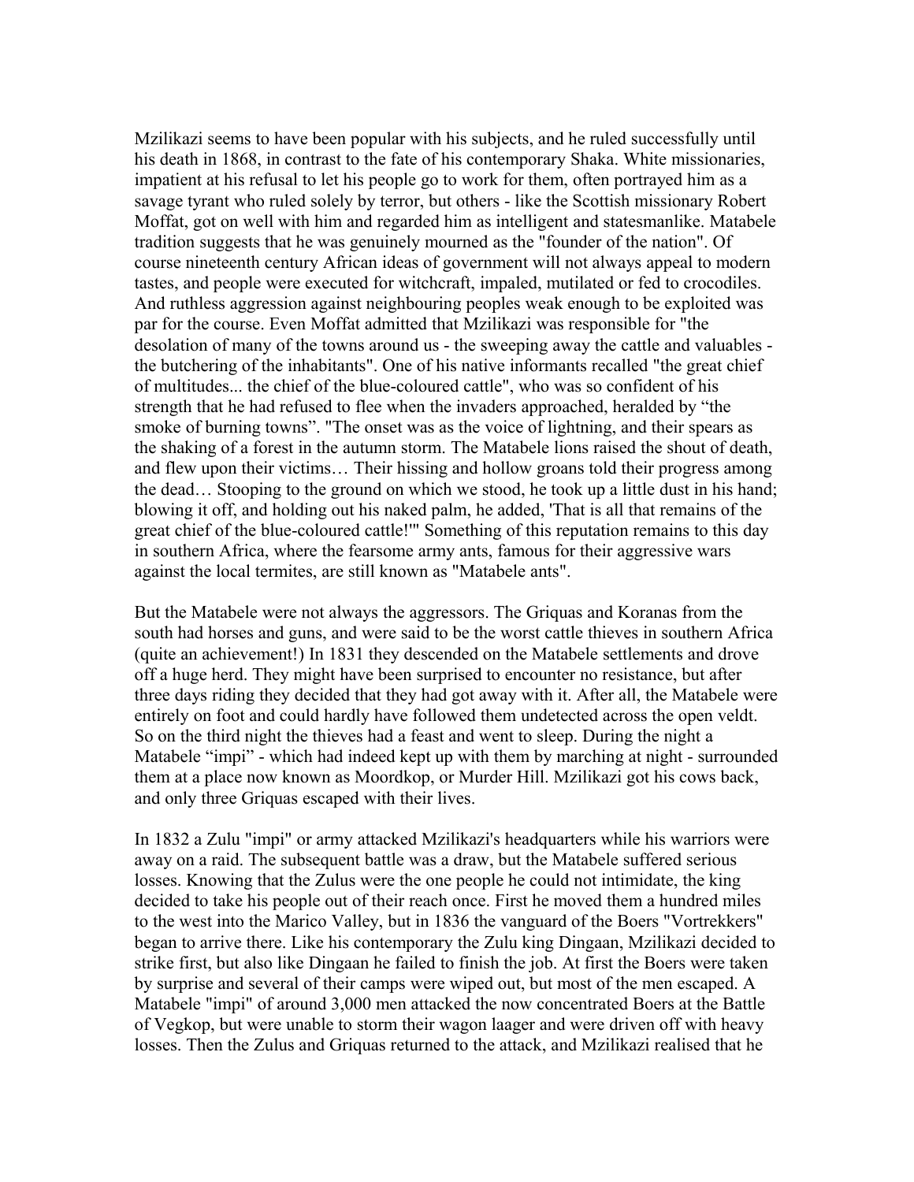Mzilikazi seems to have been popular with his subjects, and he ruled successfully until his death in 1868, in contrast to the fate of his contemporary Shaka. White missionaries, impatient at his refusal to let his people go to work for them, often portrayed him as a savage tyrant who ruled solely by terror, but others - like the Scottish missionary Robert Moffat, got on well with him and regarded him as intelligent and statesmanlike. Matabele tradition suggests that he was genuinely mourned as the "founder of the nation". Of course nineteenth century African ideas of government will not always appeal to modern tastes, and people were executed for witchcraft, impaled, mutilated or fed to crocodiles. And ruthless aggression against neighbouring peoples weak enough to be exploited was par for the course. Even Moffat admitted that Mzilikazi was responsible for "the desolation of many of the towns around us - the sweeping away the cattle and valuables - the butchering of the inhabitants". One of his native informants recalled "the great chief of multitudes... the chief of the blue-coloured cattle", who was so confident of his strength that he had refused to flee when the invaders approached, heralded by "the smoke of burning towns". "The onset was as the voice of lightning, and their spears as the shaking of a forest in the autumn storm. The Matabele lions raised the shout of death, and flew upon their victims… Their hissing and hollow groans told their progress among the dead… Stooping to the ground on which we stood, he took up a little dust in his hand; blowing it off, and holding out his naked palm, he added, 'That is all that remains of the great chief of the blue-coloured cattle!'" Something of this reputation remains to this day in southern Africa, where the fearsome army ants, famous for their aggressive wars against the local termites, are still known as "Matabele ants".

But the Matabele were not always the aggressors. The Griquas and Koranas from the south had horses and guns, and were said to be the worst cattle thieves in southern Africa (quite an achievement!) In 1831 they descended on the Matabele settlements and drove off a huge herd. They might have been surprised to encounter no resistance, but after three days riding they decided that they had got away with it. After all, the Matabele were entirely on foot and could hardly have followed them undetected across the open veldt. So on the third night the thieves had a feast and went to sleep. During the night a Matabele "impi" - which had indeed kept up with them by marching at night - surrounded them at a place now known as Moordkop, or Murder Hill. Mzilikazi got his cows back, and only three Griquas escaped with their lives.

In 1832 a Zulu "impi" or army attacked Mzilikazi's headquarters while his warriors were away on a raid. The subsequent battle was a draw, but the Matabele suffered serious losses. Knowing that the Zulus were the one people he could not intimidate, the king decided to take his people out of their reach once. First he moved them a hundred miles to the west into the Marico Valley, but in 1836 the vanguard of the Boers "Vortrekkers" began to arrive there. Like his contemporary the Zulu king Dingaan, Mzilikazi decided to strike first, but also like Dingaan he failed to finish the job. At first the Boers were taken by surprise and several of their camps were wiped out, but most of the men escaped. A Matabele "impi" of around 3,000 men attacked the now concentrated Boers at the Battle of Vegkop, but were unable to storm their wagon laager and were driven off with heavy losses. Then the Zulus and Griquas returned to the attack, and Mzilikazi realised that he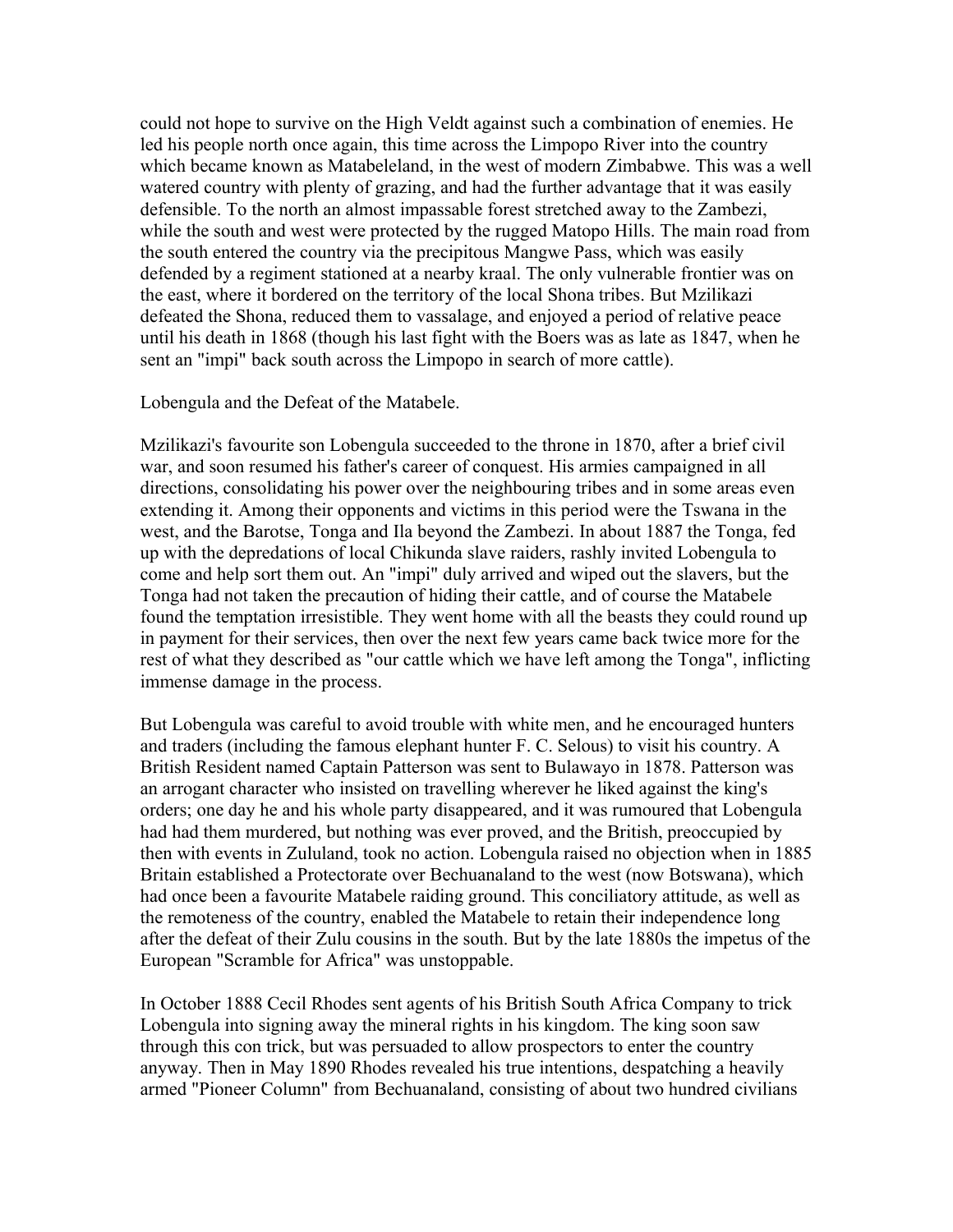could not hope to survive on the High Veldt against such a combination of enemies. He led his people north once again, this time across the Limpopo River into the country which became known as Matabeleland, in the west of modern Zimbabwe. This was a well watered country with plenty of grazing, and had the further advantage that it was easily defensible. To the north an almost impassable forest stretched away to the Zambezi, while the south and west were protected by the rugged Matopo Hills. The main road from the south entered the country via the precipitous Mangwe Pass, which was easily defended by a regiment stationed at a nearby kraal. The only vulnerable frontier was on the east, where it bordered on the territory of the local Shona tribes. But Mzilikazi defeated the Shona, reduced them to vassalage, and enjoyed a period of relative peace until his death in 1868 (though his last fight with the Boers was as late as 1847, when he sent an "impi" back south across the Limpopo in search of more cattle).

## Lobengula and the Defeat of the Matabele.

Mzilikazi's favourite son Lobengula succeeded to the throne in 1870, after a brief civil war, and soon resumed his father's career of conquest. His armies campaigned in all directions, consolidating his power over the neighbouring tribes and in some areas even extending it. Among their opponents and victims in this period were the Tswana in the west, and the Barotse, Tonga and Ila beyond the Zambezi. In about 1887 the Tonga, fed up with the depredations of local Chikunda slave raiders, rashly invited Lobengula to come and help sort them out. An "impi" duly arrived and wiped out the slavers, but the Tonga had not taken the precaution of hiding their cattle, and of course the Matabele found the temptation irresistible. They went home with all the beasts they could round up in payment for their services, then over the next few years came back twice more for the rest of what they described as "our cattle which we have left among the Tonga", inflicting immense damage in the process.

But Lobengula was careful to avoid trouble with white men, and he encouraged hunters and traders (including the famous elephant hunter F. C. Selous) to visit his country. A British Resident named Captain Patterson was sent to Bulawayo in 1878. Patterson was an arrogant character who insisted on travelling wherever he liked against the king's orders; one day he and his whole party disappeared, and it was rumoured that Lobengula had had them murdered, but nothing was ever proved, and the British, preoccupied by then with events in Zululand, took no action. Lobengula raised no objection when in 1885 Britain established a Protectorate over Bechuanaland to the west (now Botswana), which had once been a favourite Matabele raiding ground. This conciliatory attitude, as well as the remoteness of the country, enabled the Matabele to retain their independence long after the defeat of their Zulu cousins in the south. But by the late 1880s the impetus of the European "Scramble for Africa" was unstoppable.

In October 1888 Cecil Rhodes sent agents of his British South Africa Company to trick Lobengula into signing away the mineral rights in his kingdom. The king soon saw through this con trick, but was persuaded to allow prospectors to enter the country anyway. Then in May 1890 Rhodes revealed his true intentions, despatching a heavily armed "Pioneer Column" from Bechuanaland, consisting of about two hundred civilians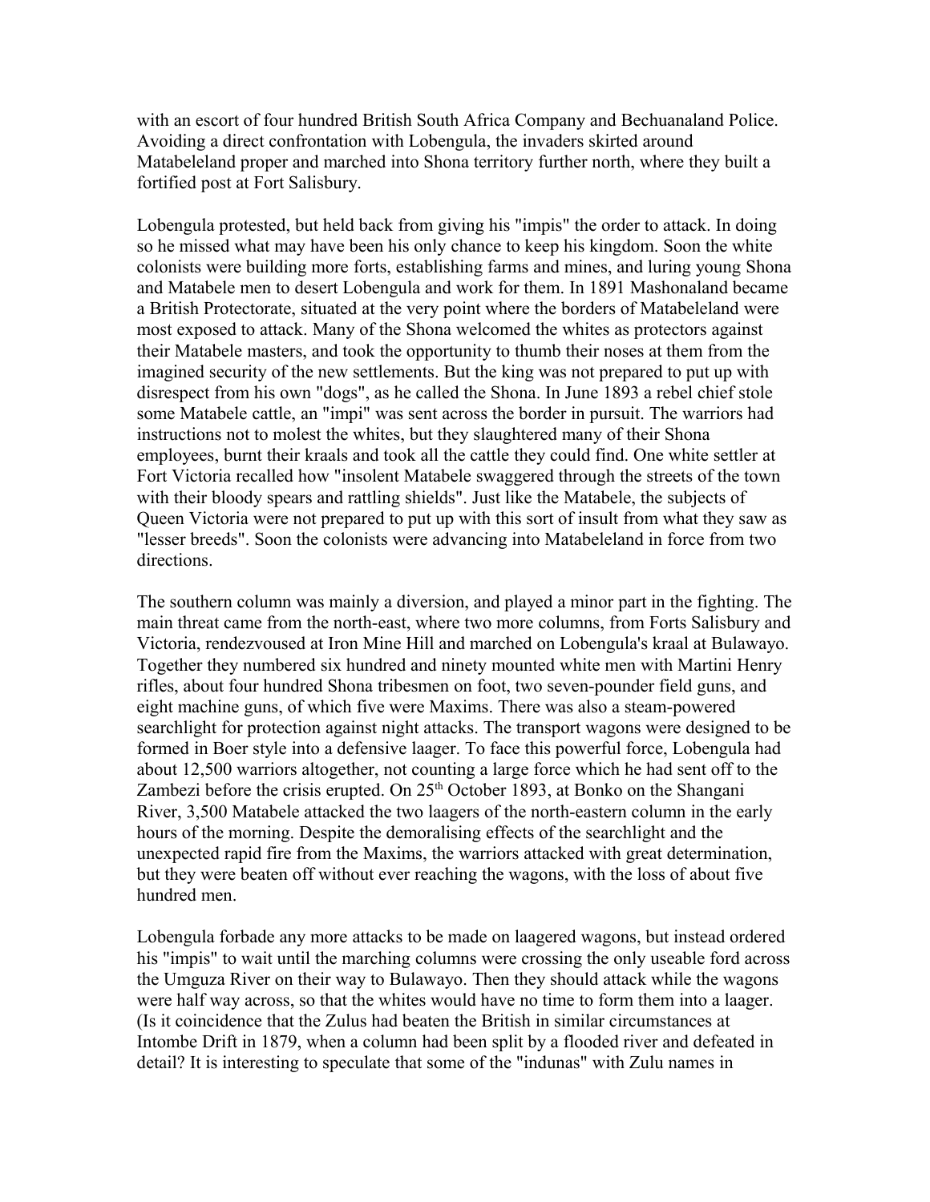with an escort of four hundred British South Africa Company and Bechuanaland Police. Avoiding a direct confrontation with Lobengula, the invaders skirted around Matabeleland proper and marched into Shona territory further north, where they built a fortified post at Fort Salisbury.

Lobengula protested, but held back from giving his "impis" the order to attack. In doing so he missed what may have been his only chance to keep his kingdom. Soon the white colonists were building more forts, establishing farms and mines, and luring young Shona and Matabele men to desert Lobengula and work for them. In 1891 Mashonaland became a British Protectorate, situated at the very point where the borders of Matabeleland were most exposed to attack. Many of the Shona welcomed the whites as protectors against their Matabele masters, and took the opportunity to thumb their noses at them from the imagined security of the new settlements. But the king was not prepared to put up with disrespect from his own "dogs", as he called the Shona. In June 1893 a rebel chief stole some Matabele cattle, an "impi" was sent across the border in pursuit. The warriors had instructions not to molest the whites, but they slaughtered many of their Shona employees, burnt their kraals and took all the cattle they could find. One white settler at Fort Victoria recalled how "insolent Matabele swaggered through the streets of the town with their bloody spears and rattling shields". Just like the Matabele, the subjects of Queen Victoria were not prepared to put up with this sort of insult from what they saw as "lesser breeds". Soon the colonists were advancing into Matabeleland in force from two directions.

The southern column was mainly a diversion, and played a minor part in the fighting. The main threat came from the north-east, where two more columns, from Forts Salisbury and Victoria, rendezvoused at Iron Mine Hill and marched on Lobengula's kraal at Bulawayo. Together they numbered six hundred and ninety mounted white men with Martini Henry rifles, about four hundred Shona tribesmen on foot, two seven-pounder field guns, and eight machine guns, of which five were Maxims. There was also a steam-powered searchlight for protection against night attacks. The transport wagons were designed to be formed in Boer style into a defensive laager. To face this powerful force, Lobengula had about 12,500 warriors altogether, not counting a large force which he had sent off to the Zambezi before the crisis erupted. On 25th October 1893, at Bonko on the Shangani River, 3,500 Matabele attacked the two laagers of the north-eastern column in the early hours of the morning. Despite the demoralising effects of the searchlight and the unexpected rapid fire from the Maxims, the warriors attacked with great determination, but they were beaten off without ever reaching the wagons, with the loss of about five hundred men.

Lobengula forbade any more attacks to be made on laagered wagons, but instead ordered his "impis" to wait until the marching columns were crossing the only useable ford across the Umguza River on their way to Bulawayo. Then they should attack while the wagons were half way across, so that the whites would have no time to form them into a laager. (Is it coincidence that the Zulus had beaten the British in similar circumstances at Intombe Drift in 1879, when a column had been split by a flooded river and defeated in detail? It is interesting to speculate that some of the "indunas" with Zulu names in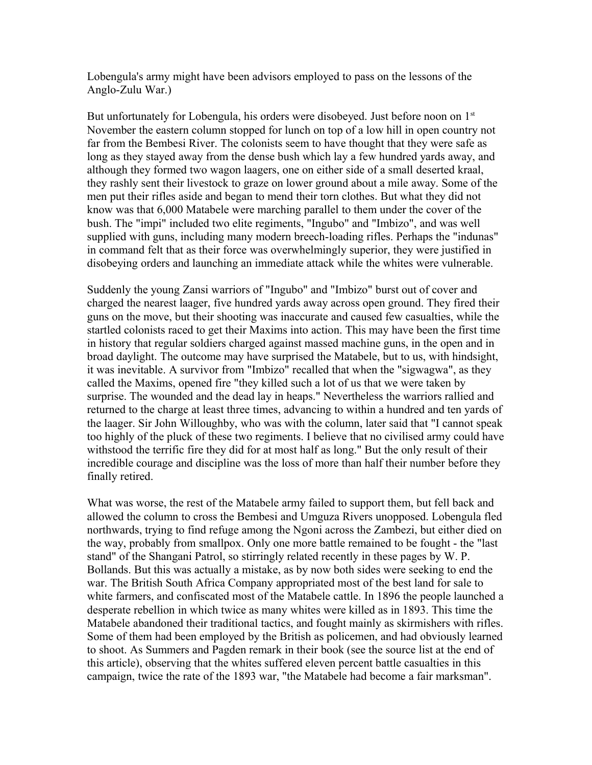Lobengula's army might have been advisors employed to pass on the lessons of the Anglo-Zulu War.)

But unfortunately for Lobengula, his orders were disobeyed. Just before noon on 1st November the eastern column stopped for lunch on top of a low hill in open country not far from the Bembesi River. The colonists seem to have thought that they were safe as long as they stayed away from the dense bush which lay a few hundred yards away, and although they formed two wagon laagers, one on either side of a small deserted kraal, they rashly sent their livestock to graze on lower ground about a mile away. Some of the men put their rifles aside and began to mend their torn clothes. But what they did not know was that 6,000 Matabele were marching parallel to them under the cover of the bush. The "impi" included two elite regiments, "Ingubo" and "Imbizo", and was well supplied with guns, including many modern breech-loading rifles. Perhaps the "indunas" in command felt that as their force was overwhelmingly superior, they were justified in disobeying orders and launching an immediate attack while the whites were vulnerable.

Suddenly the young Zansi warriors of "Ingubo" and "Imbizo" burst out of cover and charged the nearest laager, five hundred yards away across open ground. They fired their guns on the move, but their shooting was inaccurate and caused few casualties, while the startled colonists raced to get their Maxims into action. This may have been the first time in history that regular soldiers charged against massed machine guns, in the open and in broad daylight. The outcome may have surprised the Matabele, but to us, with hindsight, it was inevitable. A survivor from "Imbizo" recalled that when the "sigwagwa", as they called the Maxims, opened fire "they killed such a lot of us that we were taken by surprise. The wounded and the dead lay in heaps." Nevertheless the warriors rallied and returned to the charge at least three times, advancing to within a hundred and ten yards of the laager. Sir John Willoughby, who was with the column, later said that "I cannot speak too highly of the pluck of these two regiments. I believe that no civilised army could have withstood the terrific fire they did for at most half as long." But the only result of their incredible courage and discipline was the loss of more than half their number before they finally retired.

What was worse, the rest of the Matabele army failed to support them, but fell back and allowed the column to cross the Bembesi and Umguza Rivers unopposed. Lobengula fled northwards, trying to find refuge among the Ngoni across the Zambezi, but either died on the way, probably from smallpox. Only one more battle remained to be fought - the "last stand" of the Shangani Patrol, so stirringly related recently in these pages by W. P. Bollands. But this was actually a mistake, as by now both sides were seeking to end the war. The British South Africa Company appropriated most of the best land for sale to white farmers, and confiscated most of the Matabele cattle. In 1896 the people launched a desperate rebellion in which twice as many whites were killed as in 1893. This time the Matabele abandoned their traditional tactics, and fought mainly as skirmishers with rifles. Some of them had been employed by the British as policemen, and had obviously learned to shoot. As Summers and Pagden remark in their book (see the source list at the end of this article), observing that the whites suffered eleven percent battle casualties in this campaign, twice the rate of the 1893 war, "the Matabele had become a fair marksman".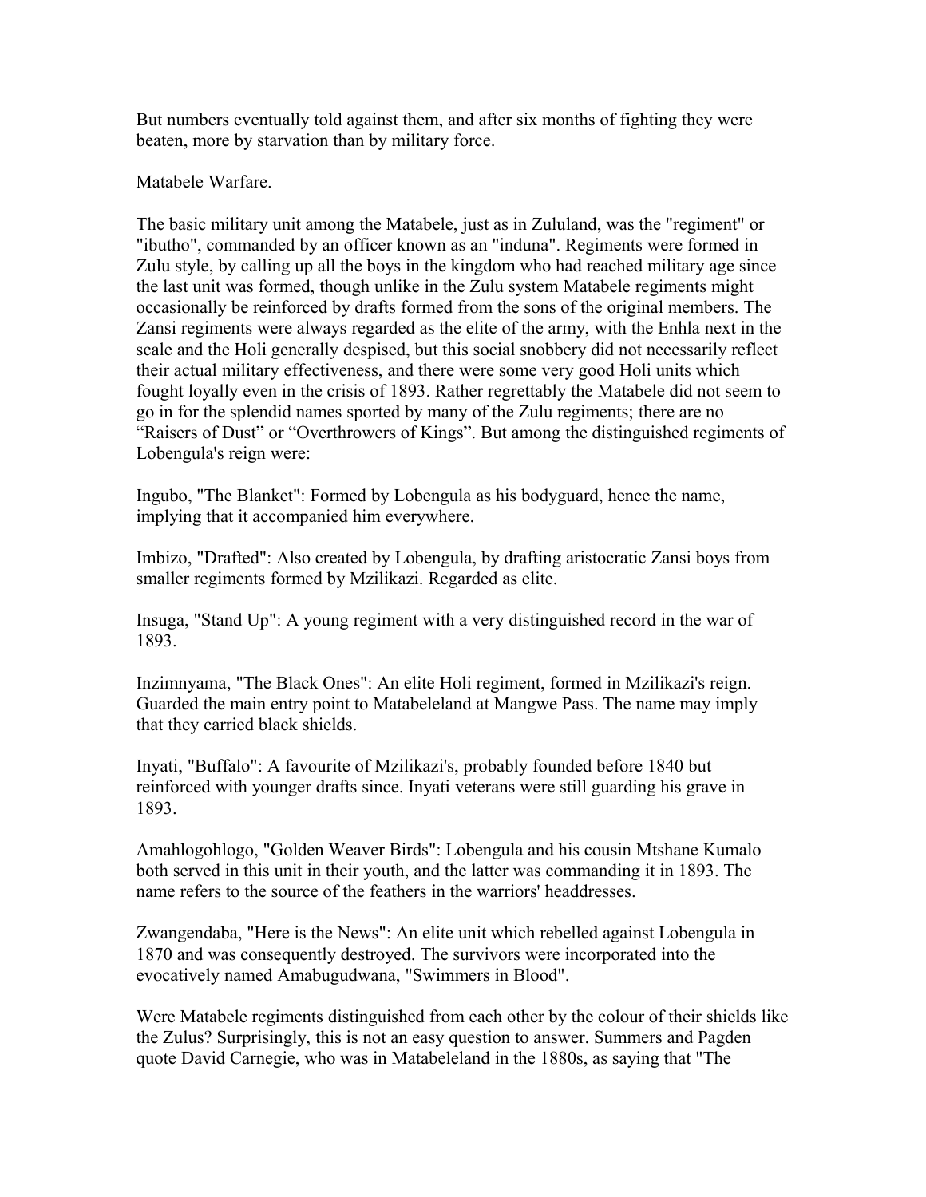But numbers eventually told against them, and after six months of fighting they were beaten, more by starvation than by military force.

## Matabele Warfare.

The basic military unit among the Matabele, just as in Zululand, was the "regiment" or "ibutho", commanded by an officer known as an "induna". Regiments were formed in Zulu style, by calling up all the boys in the kingdom who had reached military age since the last unit was formed, though unlike in the Zulu system Matabele regiments might occasionally be reinforced by drafts formed from the sons of the original members. The Zansi regiments were always regarded as the elite of the army, with the Enhla next in the scale and the Holi generally despised, but this social snobbery did not necessarily reflect their actual military effectiveness, and there were some very good Holi units which fought loyally even in the crisis of 1893. Rather regrettably the Matabele did not seem to go in for the splendid names sported by many of the Zulu regiments; there are no "Raisers of Dust" or "Overthrowers of Kings". But among the distinguished regiments of Lobengula's reign were:

Ingubo, "The Blanket": Formed by Lobengula as his bodyguard, hence the name, implying that it accompanied him everywhere.

Imbizo, "Drafted": Also created by Lobengula, by drafting aristocratic Zansi boys from smaller regiments formed by Mzilikazi. Regarded as elite.

Insuga, "Stand Up": A young regiment with a very distinguished record in the war of 1893.

Inzimnyama, "The Black Ones": An elite Holi regiment, formed in Mzilikazi's reign. Guarded the main entry point to Matabeleland at Mangwe Pass. The name may imply that they carried black shields.

Inyati, "Buffalo": A favourite of Mzilikazi's, probably founded before 1840 but reinforced with younger drafts since. Inyati veterans were still guarding his grave in 1893.

Amahlogohlogo, "Golden Weaver Birds": Lobengula and his cousin Mtshane Kumalo both served in this unit in their youth, and the latter was commanding it in 1893. The name refers to the source of the feathers in the warriors' headdresses.

Zwangendaba, "Here is the News": An elite unit which rebelled against Lobengula in 1870 and was consequently destroyed. The survivors were incorporated into the evocatively named Amabugudwana, "Swimmers in Blood".

Were Matabele regiments distinguished from each other by the colour of their shields like the Zulus? Surprisingly, this is not an easy question to answer. Summers and Pagden quote David Carnegie, who was in Matabeleland in the 1880s, as saying that "The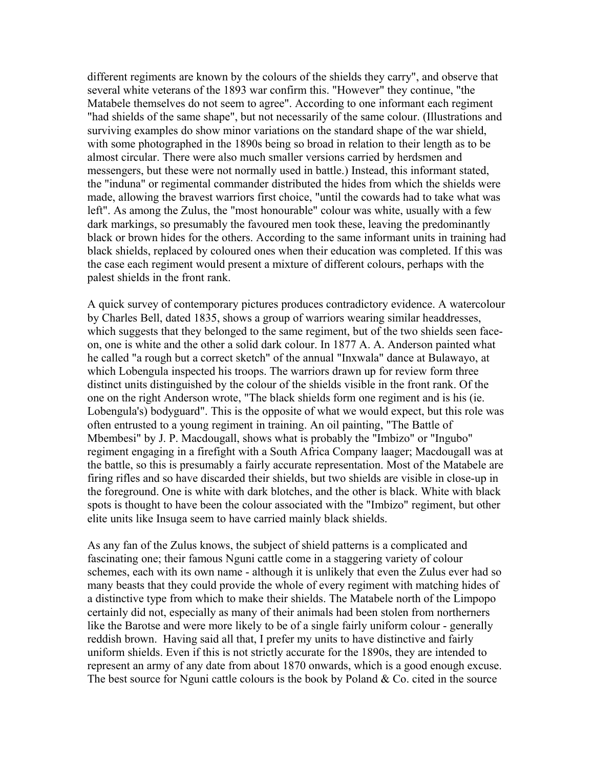different regiments are known by the colours of the shields they carry", and observe that several white veterans of the 1893 war confirm this. "However" they continue, "the Matabele themselves do not seem to agree". According to one informant each regiment "had shields of the same shape", but not necessarily of the same colour. (Illustrations and surviving examples do show minor variations on the standard shape of the war shield, with some photographed in the 1890s being so broad in relation to their length as to be almost circular. There were also much smaller versions carried by herdsmen and messengers, but these were not normally used in battle.) Instead, this informant stated, the "induna" or regimental commander distributed the hides from which the shields were made, allowing the bravest warriors first choice, "until the cowards had to take what was left". As among the Zulus, the "most honourable" colour was white, usually with a few dark markings, so presumably the favoured men took these, leaving the predominantly black or brown hides for the others. According to the same informant units in training had black shields, replaced by coloured ones when their education was completed. If this was the case each regiment would present a mixture of different colours, perhaps with the palest shields in the front rank.

A quick survey of contemporary pictures produces contradictory evidence. A watercolour by Charles Bell, dated 1835, shows a group of warriors wearing similar headdresses, which suggests that they belonged to the same regiment, but of the two shields seen face-on, one is white and the other a solid dark colour. In 1877 A. A. Anderson painted what he called "a rough but a correct sketch" of the annual "Inxwala" dance at Bulawayo, at which Lobengula inspected his troops. The warriors drawn up for review form three distinct units distinguished by the colour of the shields visible in the front rank. Of the one on the right Anderson wrote, "The black shields form one regiment and is his (ie. Lobengula's) bodyguard". This is the opposite of what we would expect, but this role was often entrusted to a young regiment in training. An oil painting, "The Battle of Mbembesi" by J. P. Macdougall, shows what is probably the "Imbizo" or "Ingubo" regiment engaging in a firefight with a South Africa Company laager; Macdougall was at the battle, so this is presumably a fairly accurate representation. Most of the Matabele are firing rifles and so have discarded their shields, but two shields are visible in close-up in the foreground. One is white with dark blotches, and the other is black. White with black spots is thought to have been the colour associated with the "Imbizo" regiment, but other elite units like Insuga seem to have carried mainly black shields.

As any fan of the Zulus knows, the subject of shield patterns is a complicated and fascinating one; their famous Nguni cattle come in a staggering variety of colour schemes, each with its own name - although it is unlikely that even the Zulus ever had so many beasts that they could provide the whole of every regiment with matching hides of a distinctive type from which to make their shields. The Matabele north of the Limpopo certainly did not, especially as many of their animals had been stolen from northerners like the Barotse and were more likely to be of a single fairly uniform colour - generally reddish brown. Having said all that, I prefer my units to have distinctive and fairly uniform shields. Even if this is not strictly accurate for the 1890s, they are intended to represent an army of any date from about 1870 onwards, which is a good enough excuse. The best source for Nguni cattle colours is the book by Poland & Co. cited in the source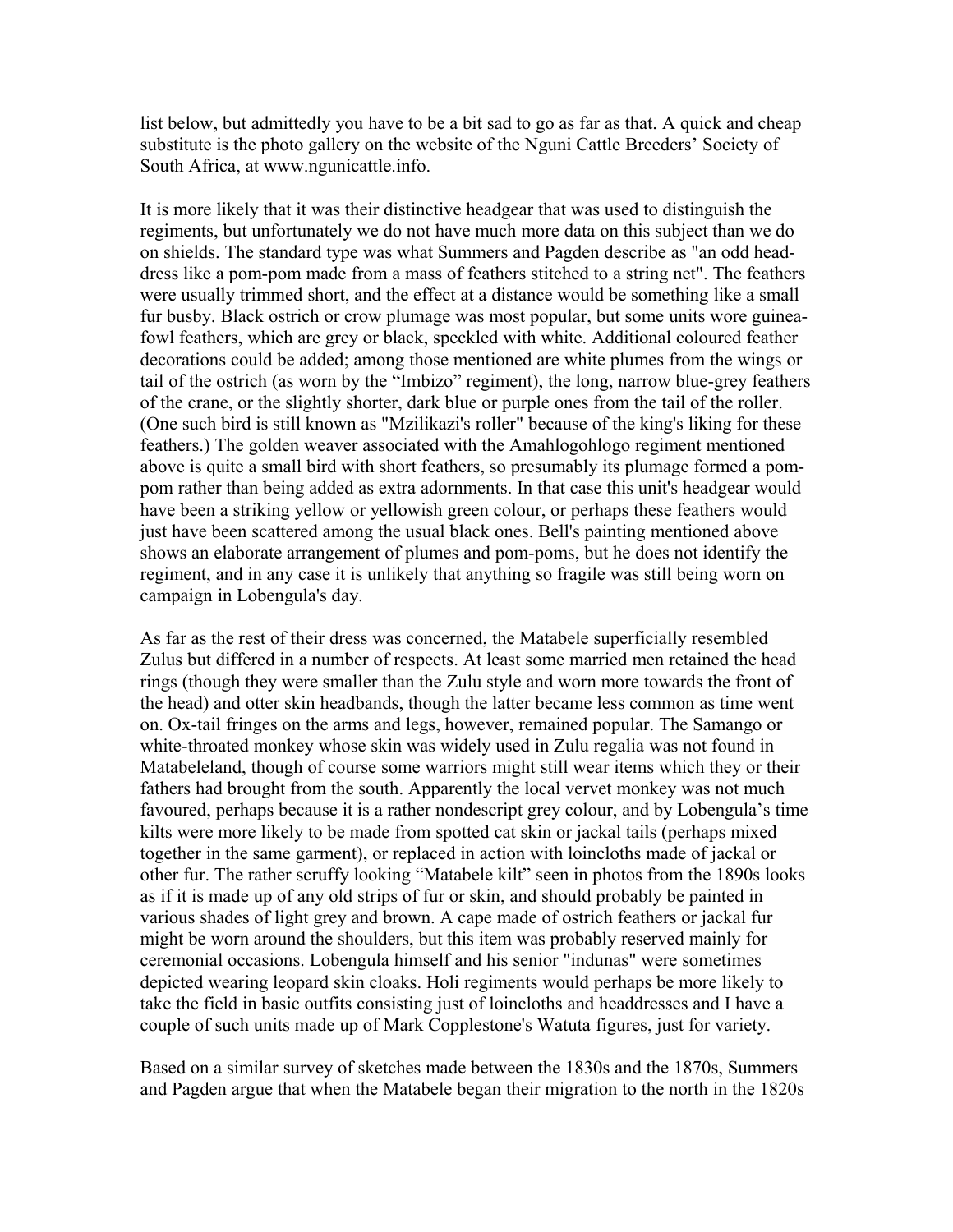list below, but admittedly you have to be a bit sad to go as far as that. A quick and cheap substitute is the photo gallery on the website of the Nguni Cattle Breeders' Society of South Africa, at www.ngunicattle.info.

It is more likely that it was their distinctive headgear that was used to distinguish the regiments, but unfortunately we do not have much more data on this subject than we do on shields. The standard type was what Summers and Pagden describe as "an odd head-dress like a pom-pom made from a mass of feathers stitched to a string net". The feathers were usually trimmed short, and the effect at a distance would be something like a small fur busby. Black ostrich or crow plumage was most popular, but some units wore guinea-fowl feathers, which are grey or black, speckled with white. Additional coloured feather decorations could be added; among those mentioned are white plumes from the wings or tail of the ostrich (as worn by the "Imbizo" regiment), the long, narrow blue-grey feathers of the crane, or the slightly shorter, dark blue or purple ones from the tail of the roller. (One such bird is still known as "Mzilikazi's roller" because of the king's liking for these feathers.) The golden weaver associated with the Amahlogohlogo regiment mentioned above is quite a small bird with short feathers, so presumably its plumage formed a pom-pom rather than being added as extra adornments. In that case this unit's headgear would have been a striking yellow or yellowish green colour, or perhaps these feathers would just have been scattered among the usual black ones. Bell's painting mentioned above shows an elaborate arrangement of plumes and pom-poms, but he does not identify the regiment, and in any case it is unlikely that anything so fragile was still being worn on campaign in Lobengula's day.

As far as the rest of their dress was concerned, the Matabele superficially resembled Zulus but differed in a number of respects. At least some married men retained the head rings (though they were smaller than the Zulu style and worn more towards the front of the head) and otter skin headbands, though the latter became less common as time went on. Ox-tail fringes on the arms and legs, however, remained popular. The Samango or white-throated monkey whose skin was widely used in Zulu regalia was not found in Matabeleland, though of course some warriors might still wear items which they or their fathers had brought from the south. Apparently the local vervet monkey was not much favoured, perhaps because it is a rather nondescript grey colour, and by Lobengula's time kilts were more likely to be made from spotted cat skin or jackal tails (perhaps mixed together in the same garment), or replaced in action with loincloths made of jackal or other fur. The rather scruffy looking "Matabele kilt" seen in photos from the 1890s looks as if it is made up of any old strips of fur or skin, and should probably be painted in various shades of light grey and brown. A cape made of ostrich feathers or jackal fur might be worn around the shoulders, but this item was probably reserved mainly for ceremonial occasions. Lobengula himself and his senior "indunas" were sometimes depicted wearing leopard skin cloaks. Holi regiments would perhaps be more likely to take the field in basic outfits consisting just of loincloths and headdresses and I have a couple of such units made up of Mark Copplestone's Watuta figures, just for variety.

Based on a similar survey of sketches made between the 1830s and the 1870s, Summers and Pagden argue that when the Matabele began their migration to the north in the 1820s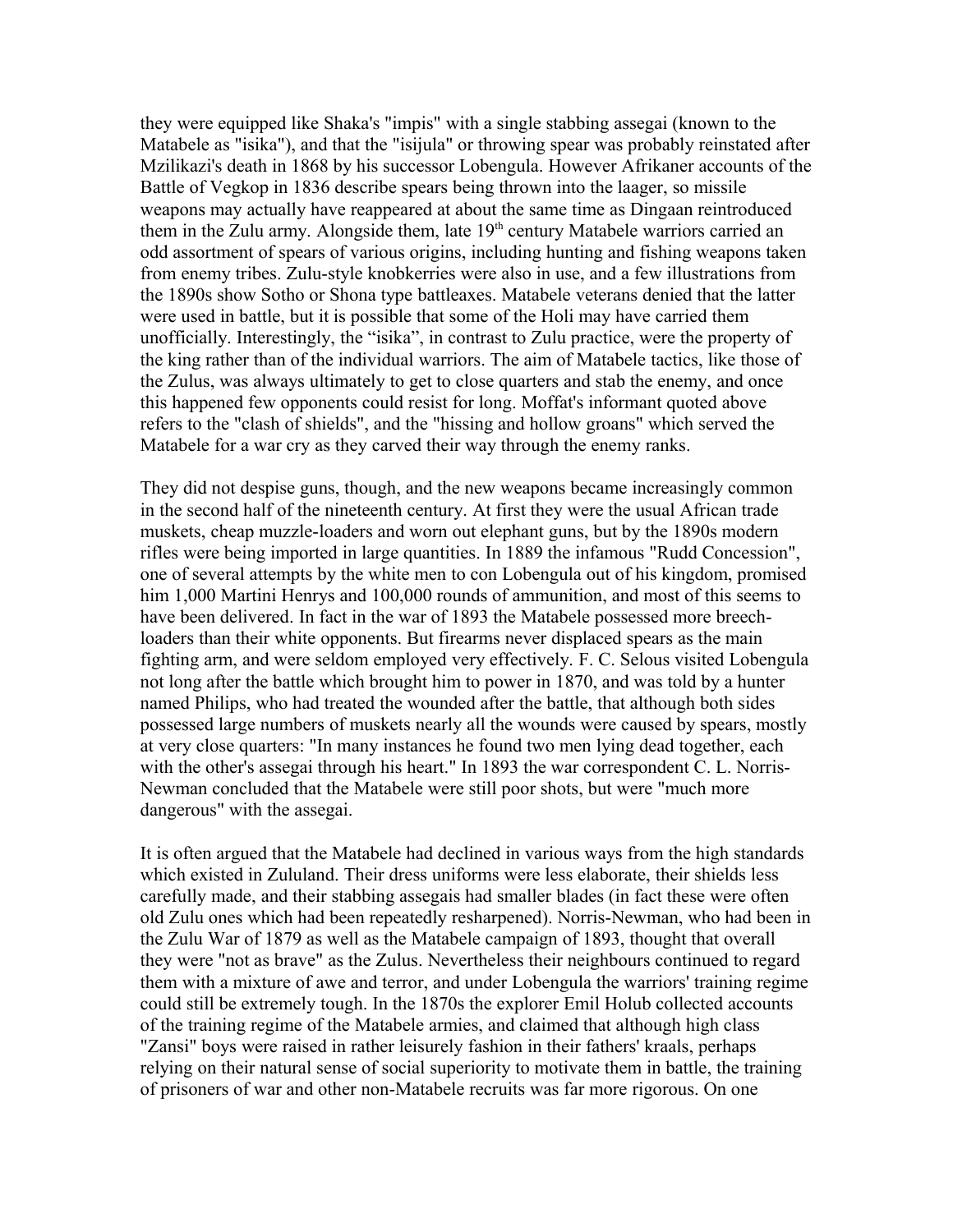they were equipped like Shaka's "impis" with a single stabbing assegai (known to the Matabele as "isika"), and that the "isijula" or throwing spear was probably reinstated after Mzilikazi's death in 1868 by his successor Lobengula. However Afrikaner accounts of the Battle of Vegkop in 1836 describe spears being thrown into the laager, so missile weapons may actually have reappeared at about the same time as Dingaan reintroduced them in the Zulu army. Alongside them, late 19th century Matabele warriors carried an odd assortment of spears of various origins, including hunting and fishing weapons taken from enemy tribes. Zulu-style knobkerries were also in use, and a few illustrations from the 1890s show Sotho or Shona type battleaxes. Matabele veterans denied that the latter were used in battle, but it is possible that some of the Holi may have carried them unofficially. Interestingly, the "isika", in contrast to Zulu practice, were the property of the king rather than of the individual warriors. The aim of Matabele tactics, like those of the Zulus, was always ultimately to get to close quarters and stab the enemy, and once this happened few opponents could resist for long. Moffat's informant quoted above refers to the "clash of shields", and the "hissing and hollow groans" which served the Matabele for a war cry as they carved their way through the enemy ranks.

They did not despise guns, though, and the new weapons became increasingly common in the second half of the nineteenth century. At first they were the usual African trade muskets, cheap muzzle-loaders and worn out elephant guns, but by the 1890s modern rifles were being imported in large quantities. In 1889 the infamous "Rudd Concession", one of several attempts by the white men to con Lobengula out of his kingdom, promised him 1,000 Martini Henrys and 100,000 rounds of ammunition, and most of this seems to have been delivered. In fact in the war of 1893 the Matabele possessed more breech-loaders than their white opponents. But firearms never displaced spears as the main fighting arm, and were seldom employed very effectively. F. C. Selous visited Lobengula not long after the battle which brought him to power in 1870, and was told by a hunter named Philips, who had treated the wounded after the battle, that although both sides possessed large numbers of muskets nearly all the wounds were caused by spears, mostly at very close quarters: "In many instances he found two men lying dead together, each with the other's assegai through his heart." In 1893 the war correspondent C. L. Norris-Newman concluded that the Matabele were still poor shots, but were "much more dangerous" with the assegai.

It is often argued that the Matabele had declined in various ways from the high standards which existed in Zululand. Their dress uniforms were less elaborate, their shields less carefully made, and their stabbing assegais had smaller blades (in fact these were often old Zulu ones which had been repeatedly resharpened). Norris-Newman, who had been in the Zulu War of 1879 as well as the Matabele campaign of 1893, thought that overall they were "not as brave" as the Zulus. Nevertheless their neighbours continued to regard them with a mixture of awe and terror, and under Lobengula the warriors' training regime could still be extremely tough. In the 1870s the explorer Emil Holub collected accounts of the training regime of the Matabele armies, and claimed that although high class "Zansi" boys were raised in rather leisurely fashion in their fathers' kraals, perhaps relying on their natural sense of social superiority to motivate them in battle, the training of prisoners of war and other non-Matabele recruits was far more rigorous. On one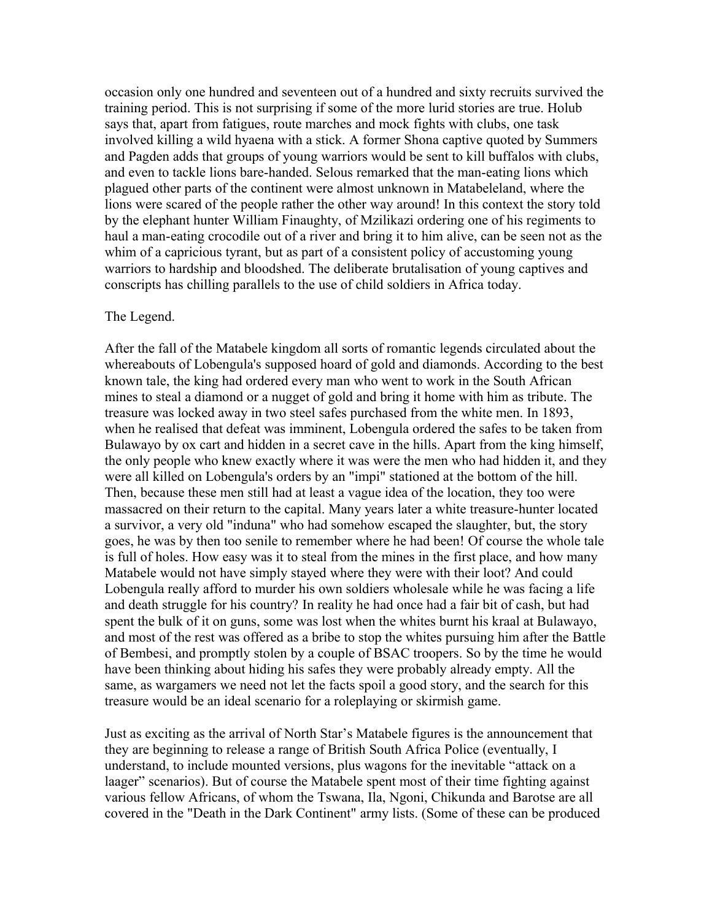occasion only one hundred and seventeen out of a hundred and sixty recruits survived the training period. This is not surprising if some of the more lurid stories are true. Holub says that, apart from fatigues, route marches and mock fights with clubs, one task involved killing a wild hyaena with a stick. A former Shona captive quoted by Summers and Pagden adds that groups of young warriors would be sent to kill buffalos with clubs, and even to tackle lions bare-handed. Selous remarked that the man-eating lions which plagued other parts of the continent were almost unknown in Matabeleland, where the lions were scared of the people rather the other way around! In this context the story told by the elephant hunter William Finaughty, of Mzilikazi ordering one of his regiments to haul a man-eating crocodile out of a river and bring it to him alive, can be seen not as the whim of a capricious tyrant, but as part of a consistent policy of accustoming young warriors to hardship and bloodshed. The deliberate brutalisation of young captives and conscripts has chilling parallels to the use of child soldiers in Africa today.

The Legend.

After the fall of the Matabele kingdom all sorts of romantic legends circulated about the whereabouts of Lobengula's supposed hoard of gold and diamonds. According to the best known tale, the king had ordered every man who went to work in the South African mines to steal a diamond or a nugget of gold and bring it home with him as tribute. The treasure was locked away in two steel safes purchased from the white men. In 1893, when he realised that defeat was imminent, Lobengula ordered the safes to be taken from Bulawayo by ox cart and hidden in a secret cave in the hills. Apart from the king himself, the only people who knew exactly where it was were the men who had hidden it, and they were all killed on Lobengula's orders by an "impi" stationed at the bottom of the hill. Then, because these men still had at least a vague idea of the location, they too were massacred on their return to the capital. Many years later a white treasure-hunter located a survivor, a very old "induna" who had somehow escaped the slaughter, but, the story goes, he was by then too senile to remember where he had been! Of course the whole tale is full of holes. How easy was it to steal from the mines in the first place, and how many Matabele would not have simply stayed where they were with their loot? And could Lobengula really afford to murder his own soldiers wholesale while he was facing a life and death struggle for his country? In reality he had once had a fair bit of cash, but had spent the bulk of it on guns, some was lost when the whites burnt his kraal at Bulawayo, and most of the rest was offered as a bribe to stop the whites pursuing him after the Battle of Bembesi, and promptly stolen by a couple of BSAC troopers. So by the time he would have been thinking about hiding his safes they were probably already empty. All the same, as wargamers we need not let the facts spoil a good story, and the search for this treasure would be an ideal scenario for a roleplaying or skirmish game.

Just as exciting as the arrival of North Star's Matabele figures is the announcement that they are beginning to release a range of British South Africa Police (eventually, I understand, to include mounted versions, plus wagons for the inevitable "attack on a laager" scenarios). But of course the Matabele spent most of their time fighting against various fellow Africans, of whom the Tswana, Ila, Ngoni, Chikunda and Barotse are all covered in the "Death in the Dark Continent" army lists. (Some of these can be produced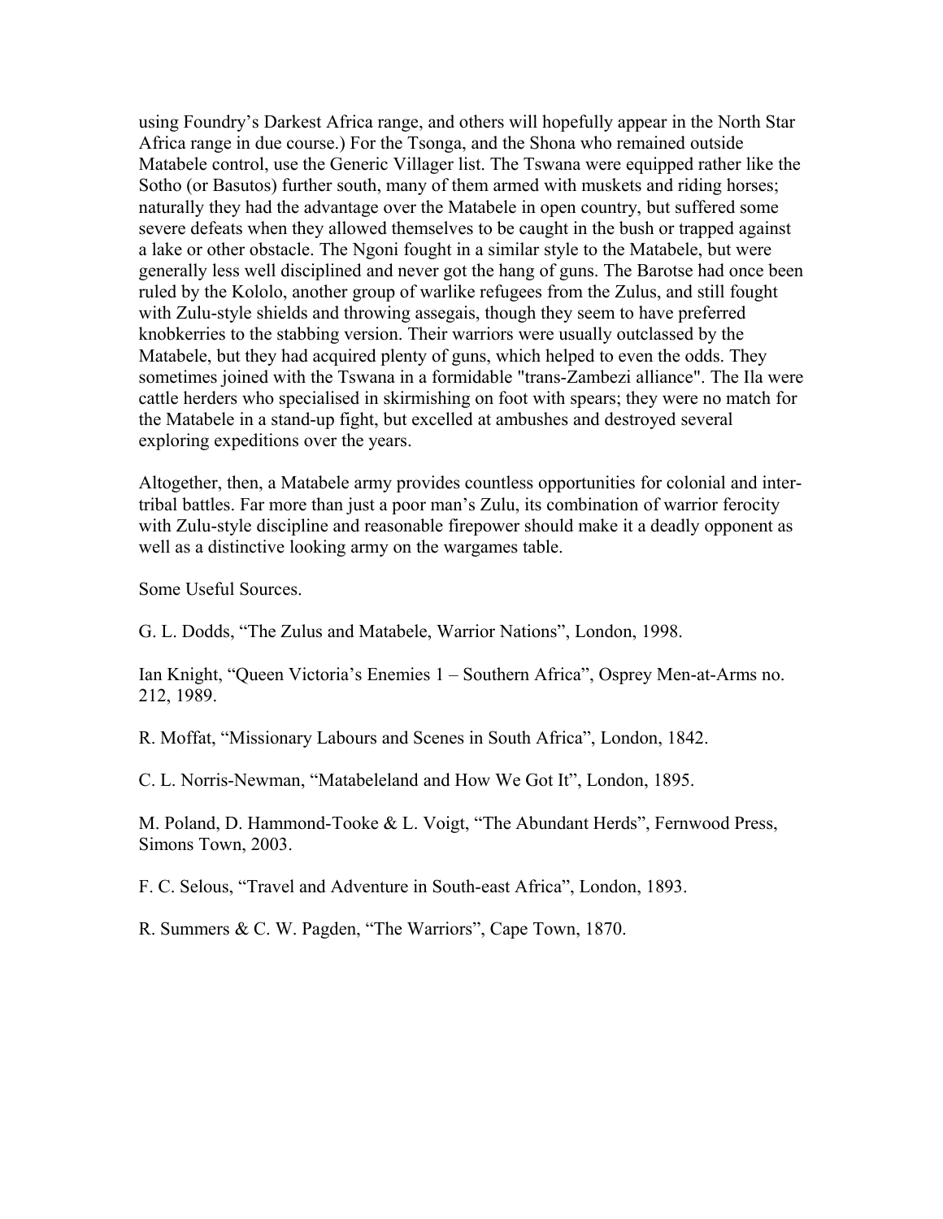using Foundry's Darkest Africa range, and others will hopefully appear in the North Star Africa range in due course.) For the Tsonga, and the Shona who remained outside Matabele control, use the Generic Villager list. The Tswana were equipped rather like the Sotho (or Basutos) further south, many of them armed with muskets and riding horses; naturally they had the advantage over the Matabele in open country, but suffered some severe defeats when they allowed themselves to be caught in the bush or trapped against a lake or other obstacle. The Ngoni fought in a similar style to the Matabele, but were generally less well disciplined and never got the hang of guns. The Barotse had once been ruled by the Kololo, another group of warlike refugees from the Zulus, and still fought with Zulu-style shields and throwing assegais, though they seem to have preferred knobkerries to the stabbing version. Their warriors were usually outclassed by the Matabele, but they had acquired plenty of guns, which helped to even the odds. They sometimes joined with the Tswana in a formidable "trans-Zambezi alliance". The Ila were cattle herders who specialised in skirmishing on foot with spears; they were no match for the Matabele in a stand-up fight, but excelled at ambushes and destroyed several exploring expeditions over the years.

Altogether, then, a Matabele army provides countless opportunities for colonial and inter-tribal battles. Far more than just a poor man's Zulu, its combination of warrior ferocity with Zulu-style discipline and reasonable firepower should make it a deadly opponent as well as a distinctive looking army on the wargames table.

Some Useful Sources.

G. L. Dodds, "The Zulus and Matabele, Warrior Nations", London, 1998.

Ian Knight, "Queen Victoria's Enemies 1 – Southern Africa", Osprey Men-at-Arms no. 212, 1989.

R. Moffat, "Missionary Labours and Scenes in South Africa", London, 1842.

C. L. Norris-Newman, "Matabeleland and How We Got It", London, 1895.

M. Poland, D. Hammond-Tooke & L. Voigt, "The Abundant Herds", Fernwood Press, Simons Town, 2003.

F. C. Selous, "Travel and Adventure in South-east Africa", London, 1893.

R. Summers & C. W. Pagden, "The Warriors", Cape Town, 1870.